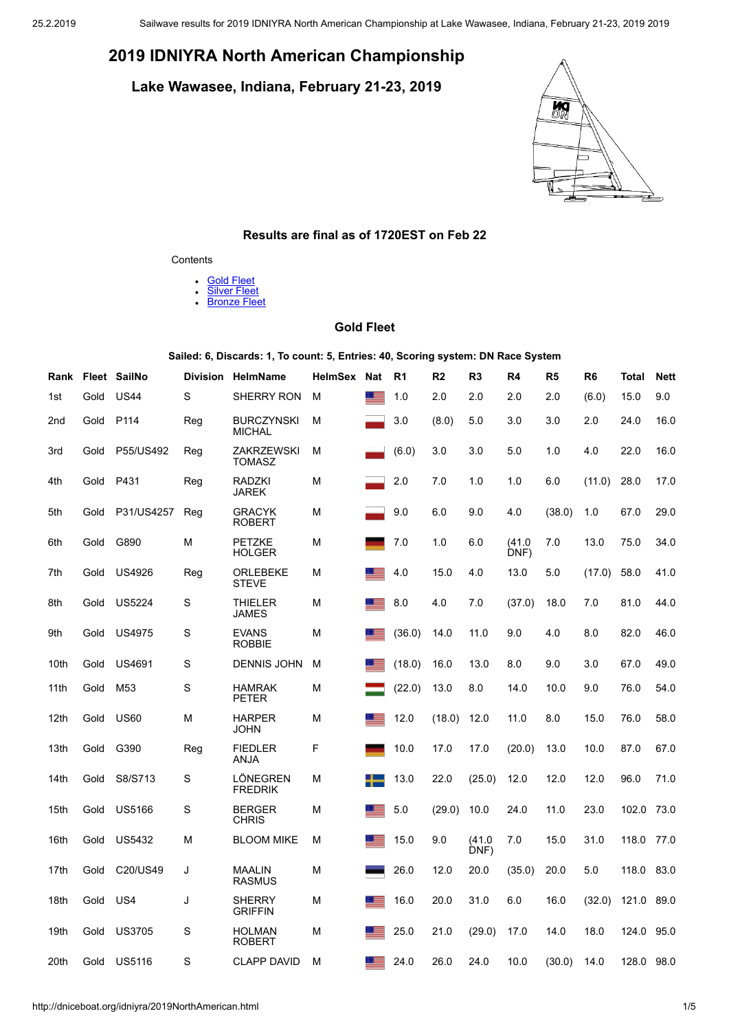# 2019 IDNIYRA North American Championship

## Lake Wawasee, Indiana, February 21-23, 2019

### Results are final as of 1720EST on Feb 22

Contents

- Gold Fleet
- Silver Fleet
- Bronze Fleet

### Gold Fleet

**Sailed: 6, Discards: 1, To count: 5, Entries: 40, Scoring system: DN Race System**

| Rank | Fleet | SailNo | Division | HelmName | HelmSex | Nat | R1 | R2 | R3 | R4 | R5 | R6 | Total | Nett |
|---|---|---|---|---|---|---|---|---|---|---|---|---|---|---|
| 1st | Gold | US44 | S | SHERRY RON | M | | 1.0 | 2.0 | 2.0 | 2.0 | 2.0 | (6.0) | 15.0 | 9.0 |
| 2nd | Gold | P114 | Reg | BURCZYNSKI MICHAL | M | | 3.0 | (8.0) | 5.0 | 3.0 | 3.0 | 2.0 | 24.0 | 16.0 |
| 3rd | Gold | P55/US492 | Reg | ZAKRZEWSKI TOMASZ | M | | (6.0) | 3.0 | 3.0 | 5.0 | 1.0 | 4.0 | 22.0 | 16.0 |
| 4th | Gold | P431 | Reg | RADZKI JAREK | M | | 2.0 | 7.0 | 1.0 | 1.0 | 6.0 | (11.0) | 28.0 | 17.0 |
| 5th | Gold | P31/US4257 | Reg | GRACYK ROBERT | M | | 9.0 | 6.0 | 9.0 | 4.0 | (38.0) | 1.0 | 67.0 | 29.0 |
| 6th | Gold | G890 | M | PETZKE HOLGER | M | | 7.0 | 1.0 | 6.0 | (41.0 DNF) | 7.0 | 13.0 | 75.0 | 34.0 |
| 7th | Gold | US4926 | Reg | ORLEBEKE STEVE | M | | 4.0 | 15.0 | 4.0 | 13.0 | 5.0 | (17.0) | 58.0 | 41.0 |
| 8th | Gold | US5224 | S | THIELER JAMES | M | | 8.0 | 4.0 | 7.0 | (37.0) | 18.0 | 7.0 | 81.0 | 44.0 |
| 9th | Gold | US4975 | S | EVANS ROBBIE | M | | (36.0) | 14.0 | 11.0 | 9.0 | 4.0 | 8.0 | 82.0 | 46.0 |
| 10th | Gold | US4691 | S | DENNIS JOHN | M | | (18.0) | 16.0 | 13.0 | 8.0 | 9.0 | 3.0 | 67.0 | 49.0 |
| 11th | Gold | M53 | S | HAMRAK PETER | M | | (22.0) | 13.0 | 8.0 | 14.0 | 10.0 | 9.0 | 76.0 | 54.0 |
| 12th | Gold | US60 | M | HARPER JOHN | M | | 12.0 | (18.0) | 12.0 | 11.0 | 8.0 | 15.0 | 76.0 | 58.0 |
| 13th | Gold | G390 | Reg | FIEDLER ANJA | F | | 10.0 | 17.0 | 17.0 | (20.0) | 13.0 | 10.0 | 87.0 | 67.0 |
| 14th | Gold | S8/S713 | S | LÖNEGREN FREDRIK | M | | 13.0 | 22.0 | (25.0) | 12.0 | 12.0 | 12.0 | 96.0 | 71.0 |
| 15th | Gold | US5166 | S | BERGER CHRIS | M | | 5.0 | (29.0) | 10.0 | 24.0 | 11.0 | 23.0 | 102.0 | 73.0 |
| 16th | Gold | US5432 | M | BLOOM MIKE | M | | 15.0 | 9.0 | (41.0 DNF) | 7.0 | 15.0 | 31.0 | 118.0 | 77.0 |
| 17th | Gold | C20/US49 | J | MAALIN RASMUS | M | | 26.0 | 12.0 | 20.0 | (35.0) | 20.0 | 5.0 | 118.0 | 83.0 |
| 18th | Gold | US4 | J | SHERRY GRIFFIN | M | | 16.0 | 20.0 | 31.0 | 6.0 | 16.0 | (32.0) | 121.0 | 89.0 |
| 19th | Gold | US3705 | S | HOLMAN ROBERT | M | | 25.0 | 21.0 | (29.0) | 17.0 | 14.0 | 18.0 | 124.0 | 95.0 |
| 20th | Gold | US5116 | S | CLAPP DAVID | M | | 24.0 | 26.0 | 24.0 | 10.0 | (30.0) | 14.0 | 128.0 | 98.0 |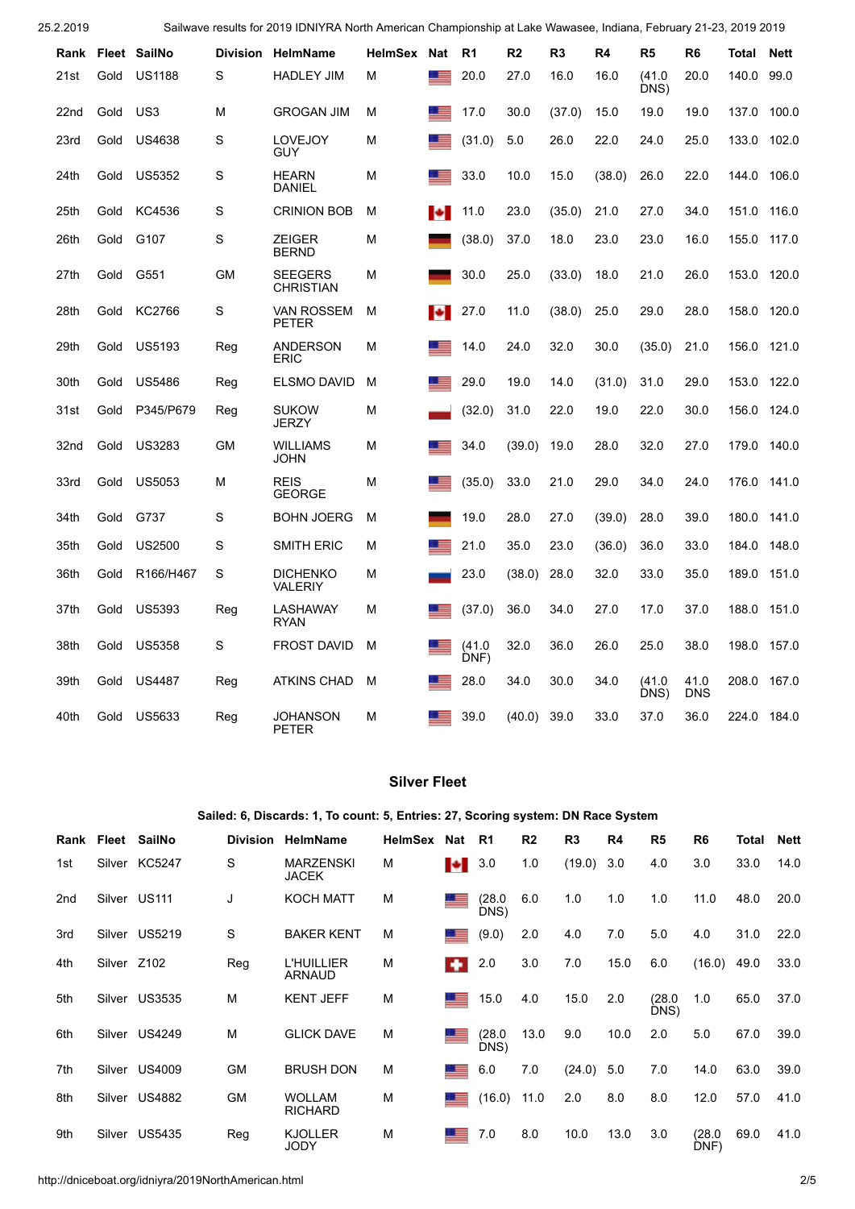| Rank | Fleet | SailNo | Division | HelmName | HelmSex | Nat | R1 | R2 | R3 | R4 | R5 | R6 | Total | Nett |
|---|---|---|---|---|---|---|---|---|---|---|---|---|---|---|
| 21st | Gold | US1188 | S | HADLEY JIM | M | | 20.0 | 27.0 | 16.0 | 16.0 | (41.0 DNS) | 20.0 | 140.0 | 99.0 |
| 22nd | Gold | US3 | M | GROGAN JIM | M | | 17.0 | 30.0 | (37.0) | 15.0 | 19.0 | 19.0 | 137.0 | 100.0 |
| 23rd | Gold | US4638 | S | LOVEJOY GUY | M | | (31.0) | 5.0 | 26.0 | 22.0 | 24.0 | 25.0 | 133.0 | 102.0 |
| 24th | Gold | US5352 | S | HEARN DANIEL | M | | 33.0 | 10.0 | 15.0 | (38.0) | 26.0 | 22.0 | 144.0 | 106.0 |
| 25th | Gold | KC4536 | S | CRINION BOB | M | | 11.0 | 23.0 | (35.0) | 21.0 | 27.0 | 34.0 | 151.0 | 116.0 |
| 26th | Gold | G107 | S | ZEIGER BERND | M | | (38.0) | 37.0 | 18.0 | 23.0 | 23.0 | 16.0 | 155.0 | 117.0 |
| 27th | Gold | G551 | GM | SEEGERS CHRISTIAN | M | | 30.0 | 25.0 | (33.0) | 18.0 | 21.0 | 26.0 | 153.0 | 120.0 |
| 28th | Gold | KC2766 | S | VAN ROSSEM PETER | M | | 27.0 | 11.0 | (38.0) | 25.0 | 29.0 | 28.0 | 158.0 | 120.0 |
| 29th | Gold | US5193 | Reg | ANDERSON ERIC | M | | 14.0 | 24.0 | 32.0 | 30.0 | (35.0) | 21.0 | 156.0 | 121.0 |
| 30th | Gold | US5486 | Reg | ELSMO DAVID | M | | 29.0 | 19.0 | 14.0 | (31.0) | 31.0 | 29.0 | 153.0 | 122.0 |
| 31st | Gold | P345/P679 | Reg | SUKOW JERZY | M | | (32.0) | 31.0 | 22.0 | 19.0 | 22.0 | 30.0 | 156.0 | 124.0 |
| 32nd | Gold | US3283 | GM | WILLIAMS JOHN | M | | 34.0 | (39.0) | 19.0 | 28.0 | 32.0 | 27.0 | 179.0 | 140.0 |
| 33rd | Gold | US5053 | M | REIS GEORGE | M | | (35.0) | 33.0 | 21.0 | 29.0 | 34.0 | 24.0 | 176.0 | 141.0 |
| 34th | Gold | G737 | S | BOHN JOERG | M | | 19.0 | 28.0 | 27.0 | (39.0) | 28.0 | 39.0 | 180.0 | 141.0 |
| 35th | Gold | US2500 | S | SMITH ERIC | M | | 21.0 | 35.0 | 23.0 | (36.0) | 36.0 | 33.0 | 184.0 | 148.0 |
| 36th | Gold | R166/H467 | S | DICHENKO VALERIY | M | | 23.0 | (38.0) | 28.0 | 32.0 | 33.0 | 35.0 | 189.0 | 151.0 |
| 37th | Gold | US5393 | Reg | LASHAWAY RYAN | M | | (37.0) | 36.0 | 34.0 | 27.0 | 17.0 | 37.0 | 188.0 | 151.0 |
| 38th | Gold | US5358 | S | FROST DAVID | M | | (41.0 DNF) | 32.0 | 36.0 | 26.0 | 25.0 | 38.0 | 198.0 | 157.0 |
| 39th | Gold | US4487 | Reg | ATKINS CHAD | M | | 28.0 | 34.0 | 30.0 | 34.0 | (41.0 DNS) | 41.0 DNS | 208.0 | 167.0 |
| 40th | Gold | US5633 | Reg | JOHANSON PETER | M | | 39.0 | (40.0) | 39.0 | 33.0 | 37.0 | 36.0 | 224.0 | 184.0 |

## Silver Fleet

**Sailed: 6, Discards: 1, To count: 5, Entries: 27, Scoring system: DN Race System**

| Rank | Fleet | SailNo | Division | HelmName | HelmSex | Nat | R1 | R2 | R3 | R4 | R5 | R6 | Total | Nett |
|---|---|---|---|---|---|---|---|---|---|---|---|---|---|---|
| 1st | Silver | KC5247 | S | MARZENSKI JACEK | M | | 3.0 | 1.0 | (19.0) | 3.0 | 4.0 | 3.0 | 33.0 | 14.0 |
| 2nd | Silver | US111 | J | KOCH MATT | M | | (28.0 DNS) | 6.0 | 1.0 | 1.0 | 1.0 | 11.0 | 48.0 | 20.0 |
| 3rd | Silver | US5219 | S | BAKER KENT | M | | (9.0) | 2.0 | 4.0 | 7.0 | 5.0 | 4.0 | 31.0 | 22.0 |
| 4th | Silver | Z102 | Reg | L'HUILLIER ARNAUD | M | | 2.0 | 3.0 | 7.0 | 15.0 | 6.0 | (16.0) | 49.0 | 33.0 |
| 5th | Silver | US3535 | M | KENT JEFF | M | | 15.0 | 4.0 | 15.0 | 2.0 | (28.0 DNS) | 1.0 | 65.0 | 37.0 |
| 6th | Silver | US4249 | M | GLICK DAVE | M | | (28.0 DNS) | 13.0 | 9.0 | 10.0 | 2.0 | 5.0 | 67.0 | 39.0 |
| 7th | Silver | US4009 | GM | BRUSH DON | M | | 6.0 | 7.0 | (24.0) | 5.0 | 7.0 | 14.0 | 63.0 | 39.0 |
| 8th | Silver | US4882 | GM | WOLLAM RICHARD | M | | (16.0) | 11.0 | 2.0 | 8.0 | 8.0 | 12.0 | 57.0 | 41.0 |
| 9th | Silver | US5435 | Reg | KJOLLER JODY | M | | 7.0 | 8.0 | 10.0 | 13.0 | 3.0 | (28.0 DNF) | 69.0 | 41.0 |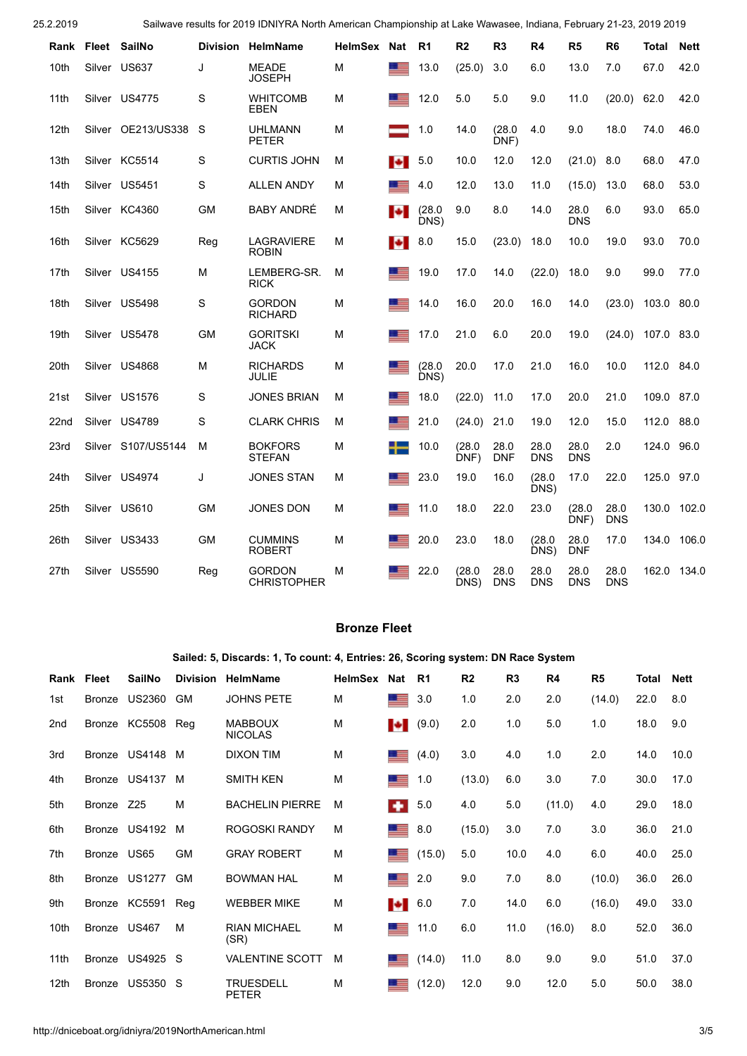| Rank | Fleet | SailNo | Division | HelmName | HelmSex | Nat | R1 | R2 | R3 | R4 | R5 | R6 | Total | Nett |
|---|---|---|---|---|---|---|---|---|---|---|---|---|---|---|
| 10th | Silver | US637 | J | MEADE JOSEPH | M | | 13.0 | (25.0) | 3.0 | 6.0 | 13.0 | 7.0 | 67.0 | 42.0 |
| 11th | Silver | US4775 | S | WHITCOMB EBEN | M | | 12.0 | 5.0 | 5.0 | 9.0 | 11.0 | (20.0) | 62.0 | 42.0 |
| 12th | Silver | OE213/US338 | S | UHLMANN PETER | M | | 1.0 | 14.0 | (28.0 DNF) | 4.0 | 9.0 | 18.0 | 74.0 | 46.0 |
| 13th | Silver | KC5514 | S | CURTIS JOHN | M | | 5.0 | 10.0 | 12.0 | 12.0 | (21.0) | 8.0 | 68.0 | 47.0 |
| 14th | Silver | US5451 | S | ALLEN ANDY | M | | 4.0 | 12.0 | 13.0 | 11.0 | (15.0) | 13.0 | 68.0 | 53.0 |
| 15th | Silver | KC4360 | GM | BABY ANDRÉ | M | | (28.0 DNS) | 9.0 | 8.0 | 14.0 | 28.0 DNS | 6.0 | 93.0 | 65.0 |
| 16th | Silver | KC5629 | Reg | LAGRAVIERE ROBIN | M | | 8.0 | 15.0 | (23.0) | 18.0 | 10.0 | 19.0 | 93.0 | 70.0 |
| 17th | Silver | US4155 | M | LEMBERG-SR. RICK | M | | 19.0 | 17.0 | 14.0 | (22.0) | 18.0 | 9.0 | 99.0 | 77.0 |
| 18th | Silver | US5498 | S | GORDON RICHARD | M | | 14.0 | 16.0 | 20.0 | 16.0 | 14.0 | (23.0) | 103.0 | 80.0 |
| 19th | Silver | US5478 | GM | GORITSKI JACK | M | | 17.0 | 21.0 | 6.0 | 20.0 | 19.0 | (24.0) | 107.0 | 83.0 |
| 20th | Silver | US4868 | M | RICHARDS JULIE | M | | (28.0 DNS) | 20.0 | 17.0 | 21.0 | 16.0 | 10.0 | 112.0 | 84.0 |
| 21st | Silver | US1576 | S | JONES BRIAN | M | | 18.0 | (22.0) | 11.0 | 17.0 | 20.0 | 21.0 | 109.0 | 87.0 |
| 22nd | Silver | US4789 | S | CLARK CHRIS | M | | 21.0 | (24.0) | 21.0 | 19.0 | 12.0 | 15.0 | 112.0 | 88.0 |
| 23rd | Silver | S107/US5144 | M | BOKFORS STEFAN | M | | 10.0 | (28.0 DNF) | 28.0 DNF | 28.0 DNS | 28.0 DNS | 2.0 | 124.0 | 96.0 |
| 24th | Silver | US4974 | J | JONES STAN | M | | 23.0 | 19.0 | 16.0 | (28.0 DNS) | 17.0 | 22.0 | 125.0 | 97.0 |
| 25th | Silver | US610 | GM | JONES DON | M | | 11.0 | 18.0 | 22.0 | 23.0 | (28.0 DNF) | 28.0 DNS | 130.0 | 102.0 |
| 26th | Silver | US3433 | GM | CUMMINS ROBERT | M | | 20.0 | 23.0 | 18.0 | (28.0 DNS) | 28.0 DNF | 17.0 | 134.0 | 106.0 |
| 27th | Silver | US5590 | Reg | GORDON CHRISTOPHER | M | | 22.0 | (28.0 DNS) | 28.0 DNS | 28.0 DNS | 28.0 DNS | 28.0 DNS | 162.0 | 134.0 |

## Bronze Fleet

**Sailed: 5, Discards: 1, To count: 4, Entries: 26, Scoring system: DN Race System**

| Rank | Fleet | SailNo | Division | HelmName | HelmSex | Nat | R1 | R2 | R3 | R4 | R5 | Total | Nett |
|---|---|---|---|---|---|---|---|---|---|---|---|---|---|
| 1st | Bronze | US2360 | GM | JOHNS PETE | M | | 3.0 | 1.0 | 2.0 | 2.0 | (14.0) | 22.0 | 8.0 |
| 2nd | Bronze | KC5508 | Reg | MABBOUX NICOLAS | M | | (9.0) | 2.0 | 1.0 | 5.0 | 1.0 | 18.0 | 9.0 |
| 3rd | Bronze | US4148 | M | DIXON TIM | M | | (4.0) | 3.0 | 4.0 | 1.0 | 2.0 | 14.0 | 10.0 |
| 4th | Bronze | US4137 | M | SMITH KEN | M | | 1.0 | (13.0) | 6.0 | 3.0 | 7.0 | 30.0 | 17.0 |
| 5th | Bronze | Z25 | M | BACHELIN PIERRE | M | | 5.0 | 4.0 | 5.0 | (11.0) | 4.0 | 29.0 | 18.0 |
| 6th | Bronze | US4192 | M | ROGOSKI RANDY | M | | 8.0 | (15.0) | 3.0 | 7.0 | 3.0 | 36.0 | 21.0 |
| 7th | Bronze | US65 | GM | GRAY ROBERT | M | | (15.0) | 5.0 | 10.0 | 4.0 | 6.0 | 40.0 | 25.0 |
| 8th | Bronze | US1277 | GM | BOWMAN HAL | M | | 2.0 | 9.0 | 7.0 | 8.0 | (10.0) | 36.0 | 26.0 |
| 9th | Bronze | KC5591 | Reg | WEBBER MIKE | M | | 6.0 | 7.0 | 14.0 | 6.0 | (16.0) | 49.0 | 33.0 |
| 10th | Bronze | US467 | M | RIAN MICHAEL (SR) | M | | 11.0 | 6.0 | 11.0 | (16.0) | 8.0 | 52.0 | 36.0 |
| 11th | Bronze | US4925 | S | VALENTINE SCOTT | M | | (14.0) | 11.0 | 8.0 | 9.0 | 9.0 | 51.0 | 37.0 |
| 12th | Bronze | US5350 | S | TRUESDELL PETER | M | | (12.0) | 12.0 | 9.0 | 12.0 | 5.0 | 50.0 | 38.0 |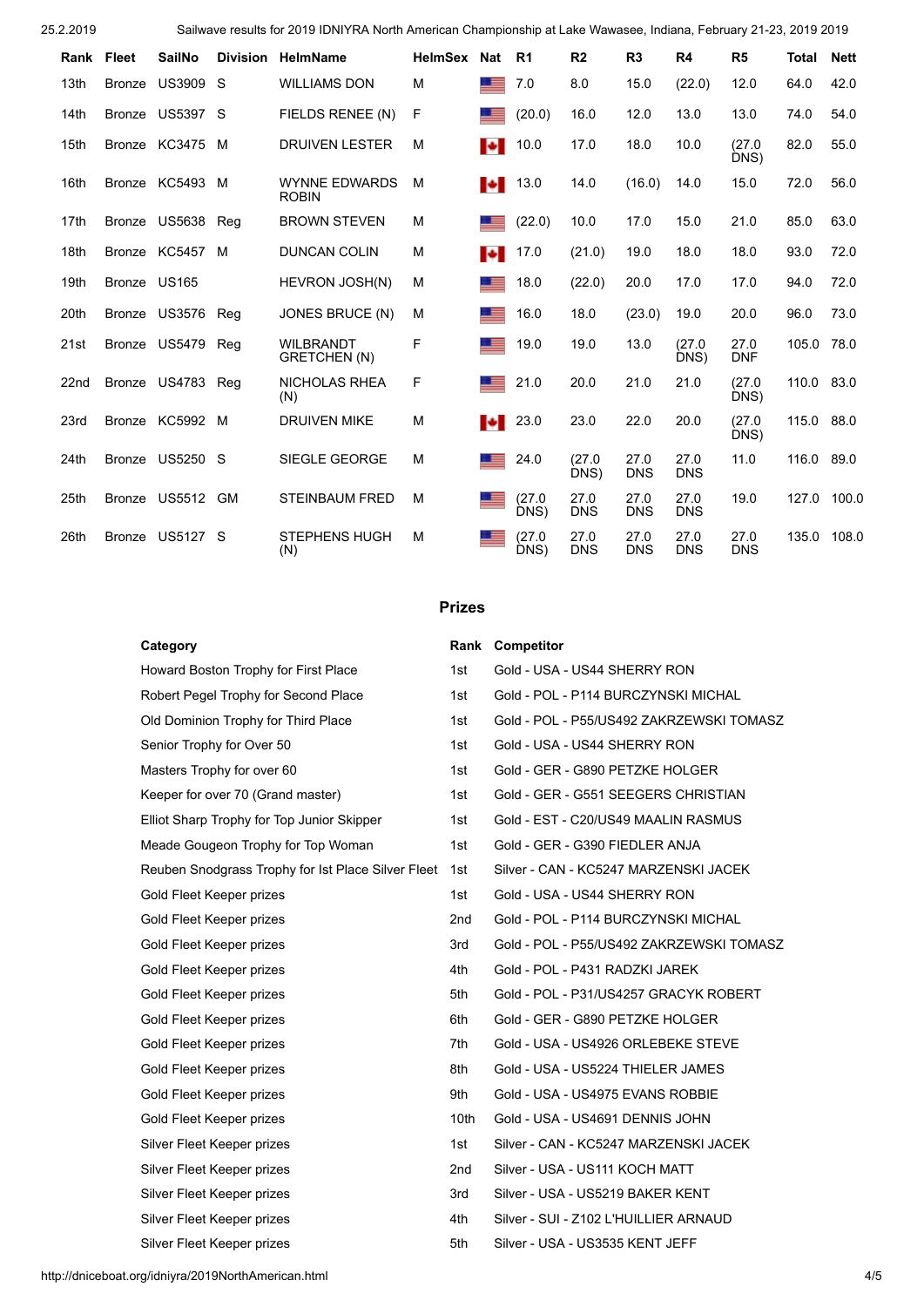| Rank | Fleet | SailNo | Division | HelmName | HelmSex | Nat | R1 | R2 | R3 | R4 | R5 | Total | Nett |
|---|---|---|---|---|---|---|---|---|---|---|---|---|---|
| 13th | Bronze | US3909 | S | WILLIAMS DON | M | | 7.0 | 8.0 | 15.0 | (22.0) | 12.0 | 64.0 | 42.0 |
| 14th | Bronze | US5397 | S | FIELDS RENEE (N) | F | | (20.0) | 16.0 | 12.0 | 13.0 | 13.0 | 74.0 | 54.0 |
| 15th | Bronze | KC3475 | M | DRUIVEN LESTER | M | | 10.0 | 17.0 | 18.0 | 10.0 | (27.0 DNS) | 82.0 | 55.0 |
| 16th | Bronze | KC5493 | M | WYNNE EDWARDS ROBIN | M | | 13.0 | 14.0 | (16.0) | 14.0 | 15.0 | 72.0 | 56.0 |
| 17th | Bronze | US5638 | Reg | BROWN STEVEN | M | | (22.0) | 10.0 | 17.0 | 15.0 | 21.0 | 85.0 | 63.0 |
| 18th | Bronze | KC5457 | M | DUNCAN COLIN | M | | 17.0 | (21.0) | 19.0 | 18.0 | 18.0 | 93.0 | 72.0 |
| 19th | Bronze | US165 | | HEVRON JOSH(N) | M | | 18.0 | (22.0) | 20.0 | 17.0 | 17.0 | 94.0 | 72.0 |
| 20th | Bronze | US3576 | Reg | JONES BRUCE (N) | M | | 16.0 | 18.0 | (23.0) | 19.0 | 20.0 | 96.0 | 73.0 |
| 21st | Bronze | US5479 | Reg | WILBRANDT GRETCHEN (N) | F | | 19.0 | 19.0 | 13.0 | (27.0 DNS) | 27.0 DNF | 105.0 | 78.0 |
| 22nd | Bronze | US4783 | Reg | NICHOLAS RHEA (N) | F | | 21.0 | 20.0 | 21.0 | 21.0 | (27.0 DNS) | 110.0 | 83.0 |
| 23rd | Bronze | KC5992 | M | DRUIVEN MIKE | M | | 23.0 | 23.0 | 22.0 | 20.0 | (27.0 DNS) | 115.0 | 88.0 |
| 24th | Bronze | US5250 | S | SIEGLE GEORGE | M | | 24.0 | (27.0 DNS) | 27.0 DNS | 27.0 DNS | 11.0 | 116.0 | 89.0 |
| 25th | Bronze | US5512 | GM | STEINBAUM FRED | M | | (27.0 DNS) | 27.0 DNS | 27.0 DNS | 27.0 DNS | 19.0 | 127.0 | 100.0 |
| 26th | Bronze | US5127 | S | STEPHENS HUGH (N) | M | | (27.0 DNS) | 27.0 DNS | 27.0 DNS | 27.0 DNS | 27.0 DNS | 135.0 | 108.0 |

## Prizes

| Category | Rank | Competitor |
|---|---|---|
| Howard Boston Trophy for First Place | 1st | Gold - USA - US44 SHERRY RON |
| Robert Pegel Trophy for Second Place | 1st | Gold - POL - P114 BURCZYNSKI MICHAL |
| Old Dominion Trophy for Third Place | 1st | Gold - POL - P55/US492 ZAKRZEWSKI TOMASZ |
| Senior Trophy for Over 50 | 1st | Gold - USA - US44 SHERRY RON |
| Masters Trophy for over 60 | 1st | Gold - GER - G890 PETZKE HOLGER |
| Keeper for over 70 (Grand master) | 1st | Gold - GER - G551 SEEGERS CHRISTIAN |
| Elliot Sharp Trophy for Top Junior Skipper | 1st | Gold - EST - C20/US49 MAALIN RASMUS |
| Meade Gougeon Trophy for Top Woman | 1st | Gold - GER - G390 FIEDLER ANJA |
| Reuben Snodgrass Trophy for Ist Place Silver Fleet | 1st | Silver - CAN - KC5247 MARZENSKI JACEK |
| Gold Fleet Keeper prizes | 1st | Gold - USA - US44 SHERRY RON |
| Gold Fleet Keeper prizes | 2nd | Gold - POL - P114 BURCZYNSKI MICHAL |
| Gold Fleet Keeper prizes | 3rd | Gold - POL - P55/US492 ZAKRZEWSKI TOMASZ |
| Gold Fleet Keeper prizes | 4th | Gold - POL - P431 RADZKI JAREK |
| Gold Fleet Keeper prizes | 5th | Gold - POL - P31/US4257 GRACYK ROBERT |
| Gold Fleet Keeper prizes | 6th | Gold - GER - G890 PETZKE HOLGER |
| Gold Fleet Keeper prizes | 7th | Gold - USA - US4926 ORLEBEKE STEVE |
| Gold Fleet Keeper prizes | 8th | Gold - USA - US5224 THIELER JAMES |
| Gold Fleet Keeper prizes | 9th | Gold - USA - US4975 EVANS ROBBIE |
| Gold Fleet Keeper prizes | 10th | Gold - USA - US4691 DENNIS JOHN |
| Silver Fleet Keeper prizes | 1st | Silver - CAN - KC5247 MARZENSKI JACEK |
| Silver Fleet Keeper prizes | 2nd | Silver - USA - US111 KOCH MATT |
| Silver Fleet Keeper prizes | 3rd | Silver - USA - US5219 BAKER KENT |
| Silver Fleet Keeper prizes | 4th | Silver - SUI - Z102 L'HUILLIER ARNAUD |
| Silver Fleet Keeper prizes | 5th | Silver - USA - US3535 KENT JEFF |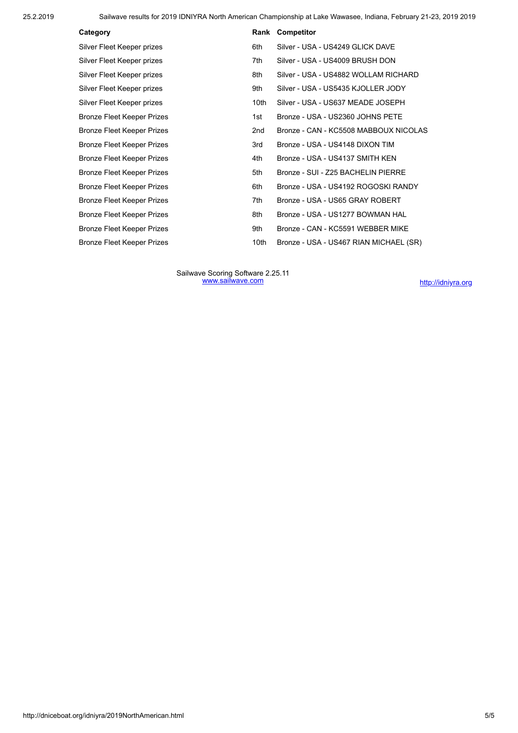| Category | Rank | Competitor |
| --- | --- | --- |
| Silver Fleet Keeper prizes | 6th | Silver - USA - US4249 GLICK DAVE |
| Silver Fleet Keeper prizes | 7th | Silver - USA - US4009 BRUSH DON |
| Silver Fleet Keeper prizes | 8th | Silver - USA - US4882 WOLLAM RICHARD |
| Silver Fleet Keeper prizes | 9th | Silver - USA - US5435 KJOLLER JODY |
| Silver Fleet Keeper prizes | 10th | Silver - USA - US637 MEADE JOSEPH |
| Bronze Fleet Keeper Prizes | 1st | Bronze - USA - US2360 JOHNS PETE |
| Bronze Fleet Keeper Prizes | 2nd | Bronze - CAN - KC5508 MABBOUX NICOLAS |
| Bronze Fleet Keeper Prizes | 3rd | Bronze - USA - US4148 DIXON TIM |
| Bronze Fleet Keeper Prizes | 4th | Bronze - USA - US4137 SMITH KEN |
| Bronze Fleet Keeper Prizes | 5th | Bronze - SUI - Z25 BACHELIN PIERRE |
| Bronze Fleet Keeper Prizes | 6th | Bronze - USA - US4192 ROGOSKI RANDY |
| Bronze Fleet Keeper Prizes | 7th | Bronze - USA - US65 GRAY ROBERT |
| Bronze Fleet Keeper Prizes | 8th | Bronze - USA - US1277 BOWMAN HAL |
| Bronze Fleet Keeper Prizes | 9th | Bronze - CAN - KC5591 WEBBER MIKE |
| Bronze Fleet Keeper Prizes | 10th | Bronze - USA - US467 RIAN MICHAEL (SR) |

Sailwave Scoring Software 2.25.11
www.sailwave.com

http://idniyra.org